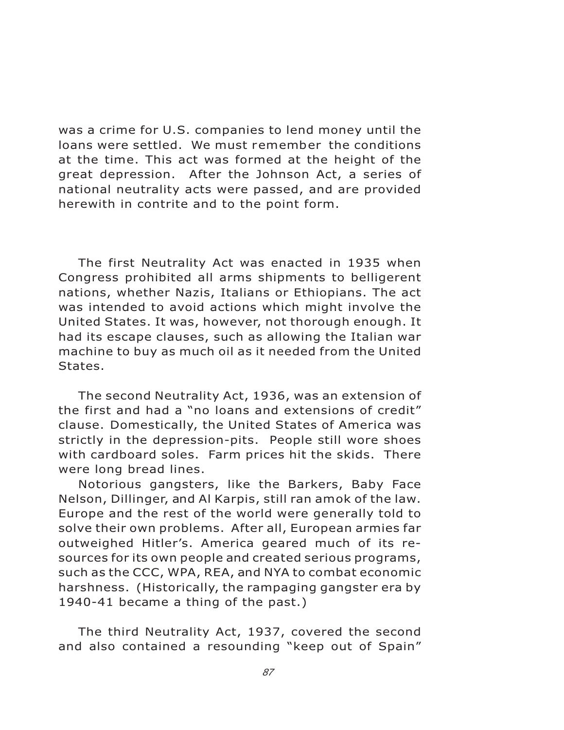was a crime for U.S. companies to lend money until the loans were settled. We must remember the conditions at the time. This act was formed at the height of the great depression. After the Johnson Act, a series of national neutrality acts were passed, and are provided herewith in contrite and to the point form.

The first Neutrality Act was enacted in 1935 when Congress prohibited all arms shipments to belligerent nations, whether Nazis, Italians or Ethiopians. The act was intended to avoid actions which might involve the United States. It was, however, not thorough enough. It had its escape clauses, such as allowing the Italian war machine to buy as much oil as it needed from the United States.

The second Neutrality Act, 1936, was an extension of the first and had a "no loans and extensions of credit" clause. Domestically, the United States of America was strictly in the depression-pits. People still wore shoes with cardboard soles. Farm prices hit the skids. There were long bread lines.

Notorious gangsters, like the Barkers, Baby Face Nelson, Dillinger, and Al Karpis, still ran amok of the law. Europe and the rest of the world were generally told to solve their own problems. After all, European armies far outweighed Hitler's. America geared much of its resources for its own people and created serious programs, such as the CCC, WPA, REA, and NYA to combat economic harshness. (Historically, the rampaging gangster era by 1940-41 became a thing of the past.)

The third Neutrality Act, 1937, covered the second and also contained a resounding "keep out of Spain"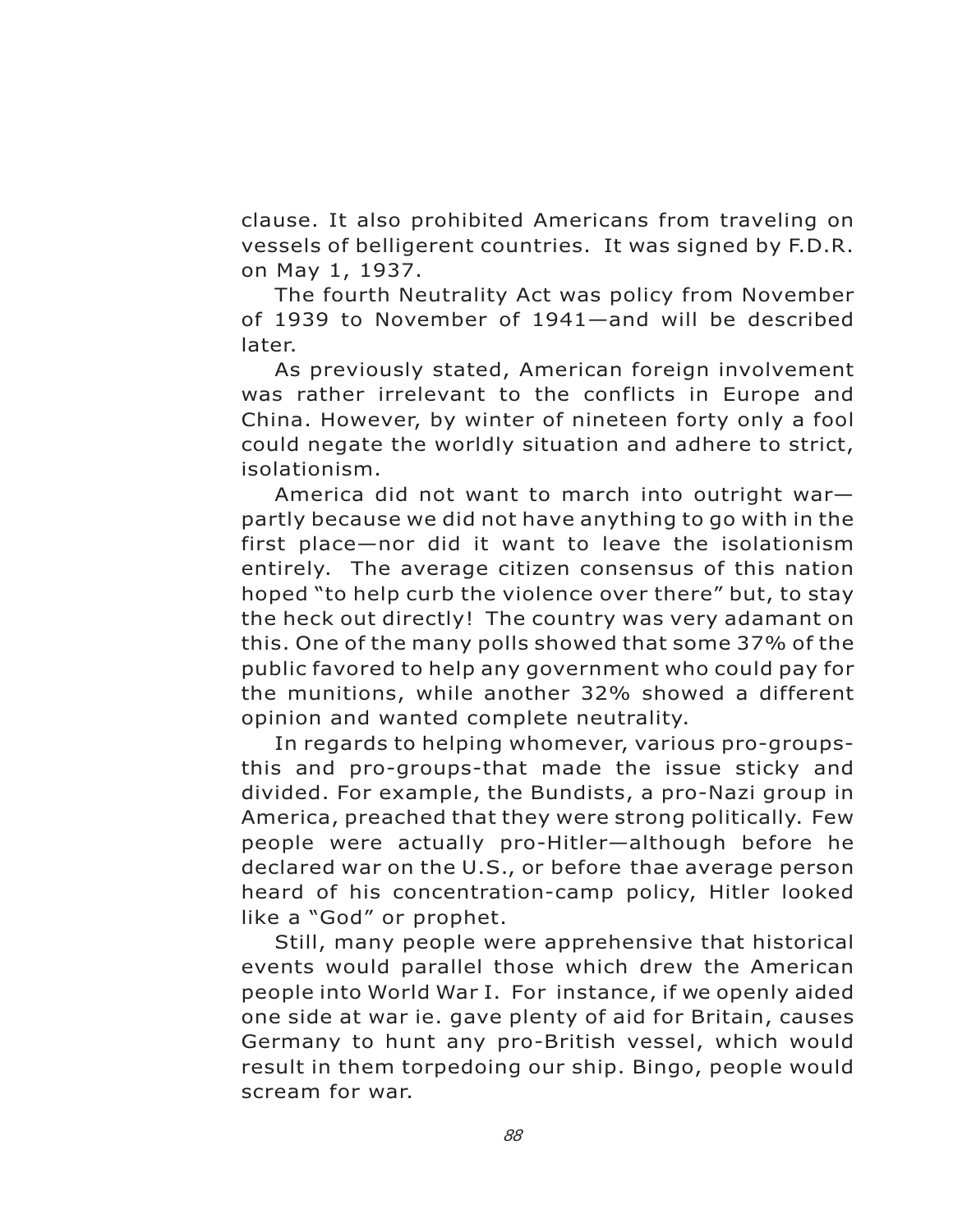clause. It also prohibited Americans from traveling on vessels of belligerent countries. It was signed by F.D.R. on May 1, 1937.

The fourth Neutrality Act was policy from November of 1939 to November of 1941—and will be described later.

As previously stated, American foreign involvement was rather irrelevant to the conflicts in Europe and China. However, by winter of nineteen forty only a fool could negate the worldly situation and adhere to strict, isolationism.

America did not want to march into outright war—partly because we did not have anything to go with in the first place—nor did it want to leave the isolationism entirely. The average citizen consensus of this nation hoped "to help curb the violence over there" but, to stay the heck out directly! The country was very adamant on this. One of the many polls showed that some 37% of the public favored to help any government who could pay for the munitions, while another 32% showed a different opinion and wanted complete neutrality.

In regards to helping whomever, various pro-groups-this and pro-groups-that made the issue sticky and divided. For example, the Bundists, a pro-Nazi group in America, preached that they were strong politically. Few people were actually pro-Hitler—although before he declared war on the U.S., or before thae average person heard of his concentration-camp policy, Hitler looked like a "God" or prophet.

Still, many people were apprehensive that historical events would parallel those which drew the American people into World War I. For instance, if we openly aided one side at war ie. gave plenty of aid for Britain, causes Germany to hunt any pro-British vessel, which would result in them torpedoing our ship. Bingo, people would scream for war.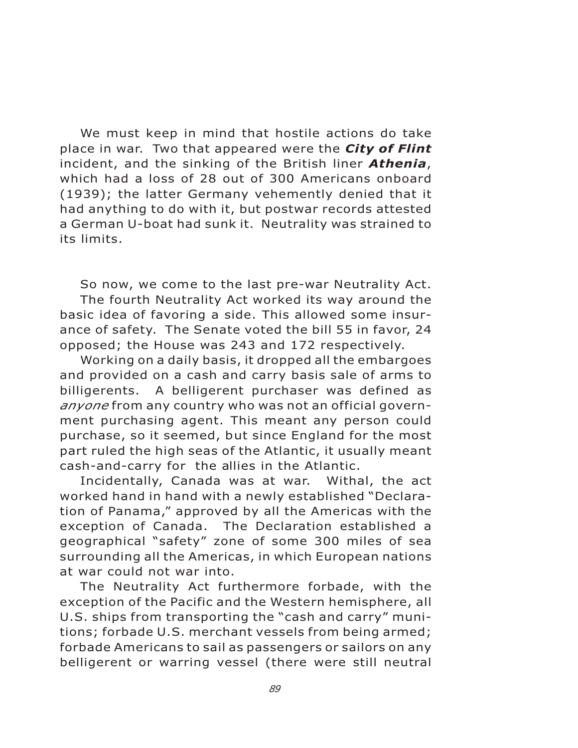We must keep in mind that hostile actions do take place in war. Two that appeared were the ***City of Flint*** incident, and the sinking of the British liner ***Athenia***, which had a loss of 28 out of 300 Americans onboard (1939); the latter Germany vehemently denied that it had anything to do with it, but postwar records attested a German U-boat had sunk it. Neutrality was strained to its limits.

So now, we come to the last pre-war Neutrality Act.

The fourth Neutrality Act worked its way around the basic idea of favoring a side. This allowed some insurance of safety. The Senate voted the bill 55 in favor, 24 opposed; the House was 243 and 172 respectively.

Working on a daily basis, it dropped all the embargoes and provided on a cash and carry basis sale of arms to billigerents. A belligerent purchaser was defined as *anyone* from any country who was not an official government purchasing agent. This meant any person could purchase, so it seemed, but since England for the most part ruled the high seas of the Atlantic, it usually meant cash-and-carry for the allies in the Atlantic.

Incidentally, Canada was at war. Withal, the act worked hand in hand with a newly established "Declaration of Panama," approved by all the Americas with the exception of Canada. The Declaration established a geographical "safety" zone of some 300 miles of sea surrounding all the Americas, in which European nations at war could not war into.

The Neutrality Act furthermore forbade, with the exception of the Pacific and the Western hemisphere, all U.S. ships from transporting the "cash and carry" munitions; forbade U.S. merchant vessels from being armed; forbade Americans to sail as passengers or sailors on any belligerent or warring vessel (there were still neutral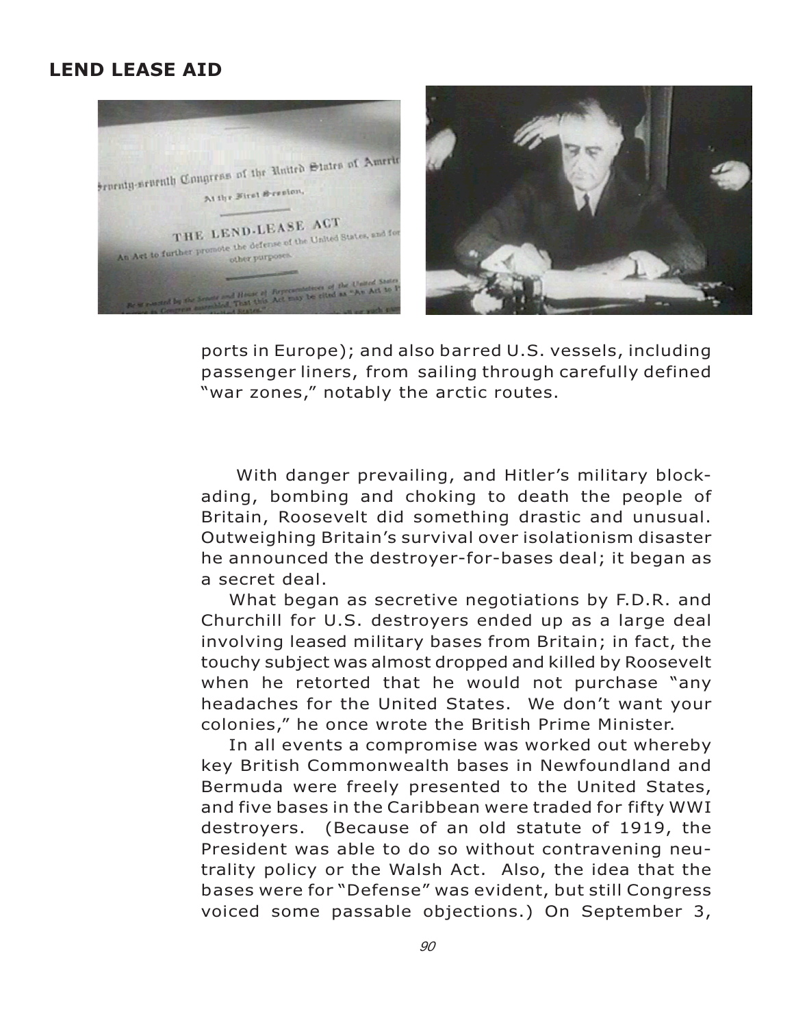## LEND LEASE AID

ports in Europe); and also barred U.S. vessels, including passenger liners, from sailing through carefully defined "war zones," notably the arctic routes.

With danger prevailing, and Hitler's military blockading, bombing and choking to death the people of Britain, Roosevelt did something drastic and unusual. Outweighing Britain's survival over isolationism disaster he announced the destroyer-for-bases deal; it began as a secret deal.

What began as secretive negotiations by F.D.R. and Churchill for U.S. destroyers ended up as a large deal involving leased military bases from Britain; in fact, the touchy subject was almost dropped and killed by Roosevelt when he retorted that he would not purchase "any headaches for the United States. We don't want your colonies," he once wrote the British Prime Minister.

In all events a compromise was worked out whereby key British Commonwealth bases in Newfoundland and Bermuda were freely presented to the United States, and five bases in the Caribbean were traded for fifty WWI destroyers. (Because of an old statute of 1919, the President was able to do so without contravening neutrality policy or the Walsh Act. Also, the idea that the bases were for "Defense" was evident, but still Congress voiced some passable objections.) On September 3,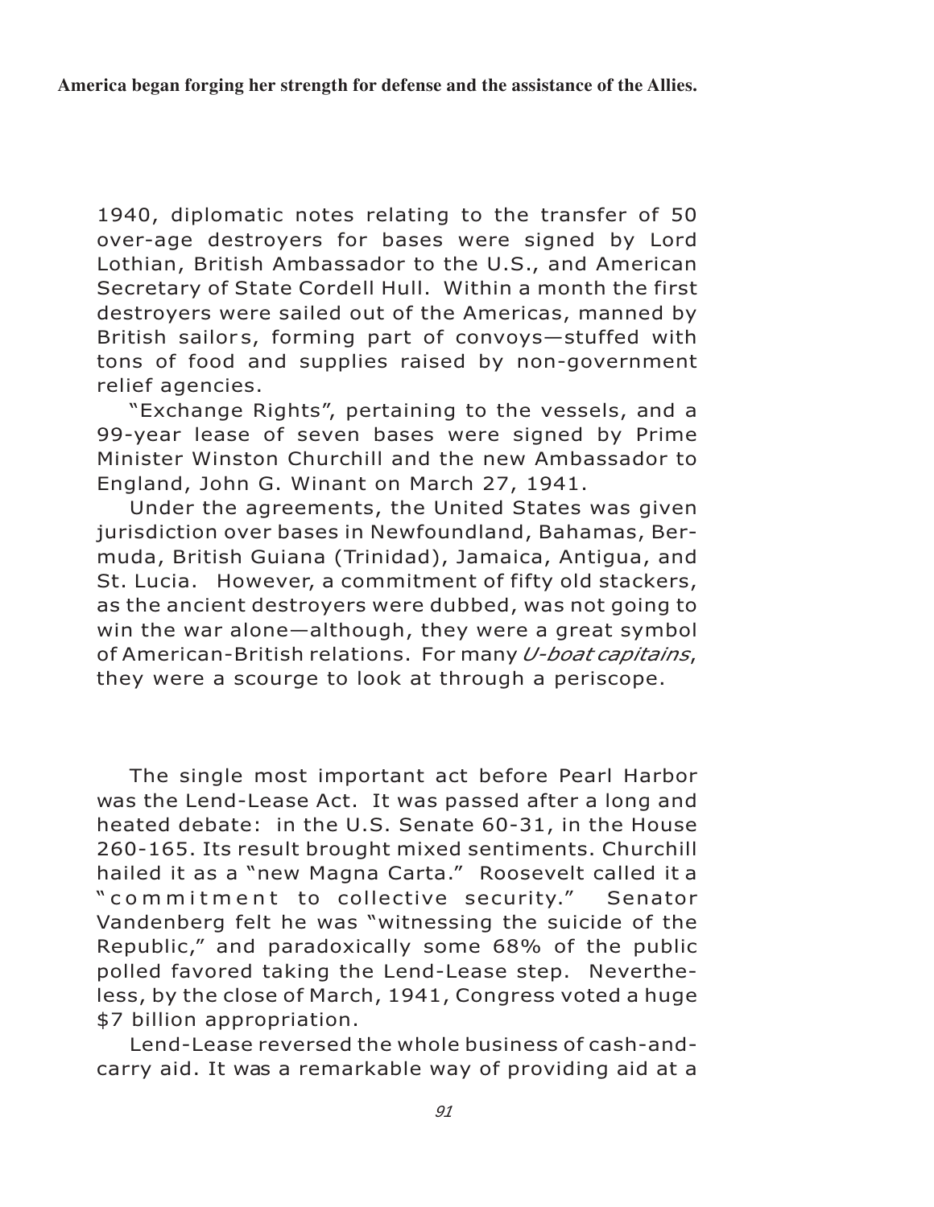**America began forging her strength for defense and the assistance of the Allies.**

1940, diplomatic notes relating to the transfer of 50 over-age destroyers for bases were signed by Lord Lothian, British Ambassador to the U.S., and American Secretary of State Cordell Hull. Within a month the first destroyers were sailed out of the Americas, manned by British sailors, forming part of convoys—stuffed with tons of food and supplies raised by non-government relief agencies.

"Exchange Rights", pertaining to the vessels, and a 99-year lease of seven bases were signed by Prime Minister Winston Churchill and the new Ambassador to England, John G. Winant on March 27, 1941.

Under the agreements, the United States was given jurisdiction over bases in Newfoundland, Bahamas, Bermuda, British Guiana (Trinidad), Jamaica, Antigua, and St. Lucia. However, a commitment of fifty old stackers, as the ancient destroyers were dubbed, was not going to win the war alone—although, they were a great symbol of American-British relations. For many *U-boat capitains*, they were a scourge to look at through a periscope.

The single most important act before Pearl Harbor was the Lend-Lease Act. It was passed after a long and heated debate: in the U.S. Senate 60-31, in the House 260-165. Its result brought mixed sentiments. Churchill hailed it as a "new Magna Carta." Roosevelt called it a "commitment to collective security." Senator Vandenberg felt he was "witnessing the suicide of the Republic," and paradoxically some 68% of the public polled favored taking the Lend-Lease step. Nevertheless, by the close of March, 1941, Congress voted a huge $7 billion appropriation.

Lend-Lease reversed the whole business of cash-and-carry aid. It was a remarkable way of providing aid at a